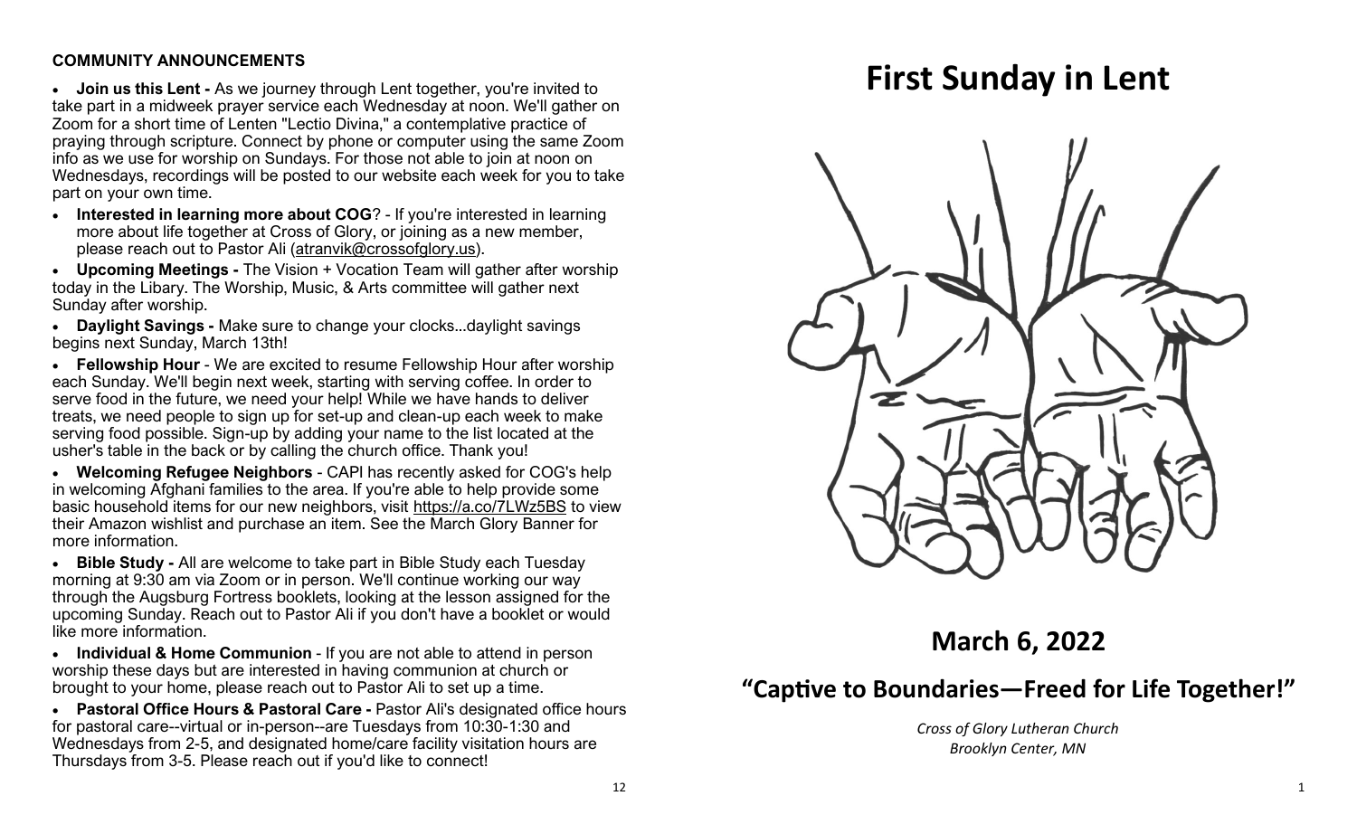**COMMUNITY ANNOUNCEMENTS**

- **Join us this Lent -** As we journey through Lent together, you're invited to take part in a midweek prayer service each Wednesday at noon. We'll gather on Zoom for a short time of Lenten "Lectio Divina," a contemplative practice of praying through scripture. Connect by phone or computer using the same Zoom info as we use for worship on Sundays. For those not able to join at noon on Wednesdays, recordings will be posted to our website each week for you to take part on your own time.
- **Interested in learning more about COG**? - If you're interested in learning more about life together at Cross of Glory, or joining as a new member, please reach out to Pastor Ali (atranvik@crossofglory.us).
- **Upcoming Meetings -** The Vision + Vocation Team will gather after worship today in the Libary. The Worship, Music, & Arts committee will gather next Sunday after worship.
- **Daylight Savings -** Make sure to change your clocks...daylight savings begins next Sunday, March 13th!
- **Fellowship Hour** - We are excited to resume Fellowship Hour after worship each Sunday. We'll begin next week, starting with serving coffee. In order to serve food in the future, we need your help! While we have hands to deliver treats, we need people to sign up for set-up and clean-up each week to make serving food possible. Sign-up by adding your name to the list located at the usher's table in the back or by calling the church office. Thank you!
- **Welcoming Refugee Neighbors** - CAPI has recently asked for COG's help in welcoming Afghani families to the area. If you're able to help provide some basic household items for our new neighbors, visit https://a.co/7LWz5BS to view their Amazon wishlist and purchase an item. See the March Glory Banner for more information.
- **Bible Study -** All are welcome to take part in Bible Study each Tuesday morning at 9:30 am via Zoom or in person. We'll continue working our way through the Augsburg Fortress booklets, looking at the lesson assigned for the upcoming Sunday. Reach out to Pastor Ali if you don't have a booklet or would like more information.
- **Individual & Home Communion** - If you are not able to attend in person worship these days but are interested in having communion at church or brought to your home, please reach out to Pastor Ali to set up a time.
- **Pastoral Office Hours & Pastoral Care -** Pastor Ali's designated office hours for pastoral care--virtual or in-person--are Tuesdays from 10:30-1:30 and Wednesdays from 2-5, and designated home/care facility visitation hours are Thursdays from 3-5. Please reach out if you'd like to connect!

# First Sunday in Lent

## March 6, 2022

## "Captive to Boundaries—Freed for Life Together!"

*Cross of Glory Lutheran Church*
*Brooklyn Center, MN*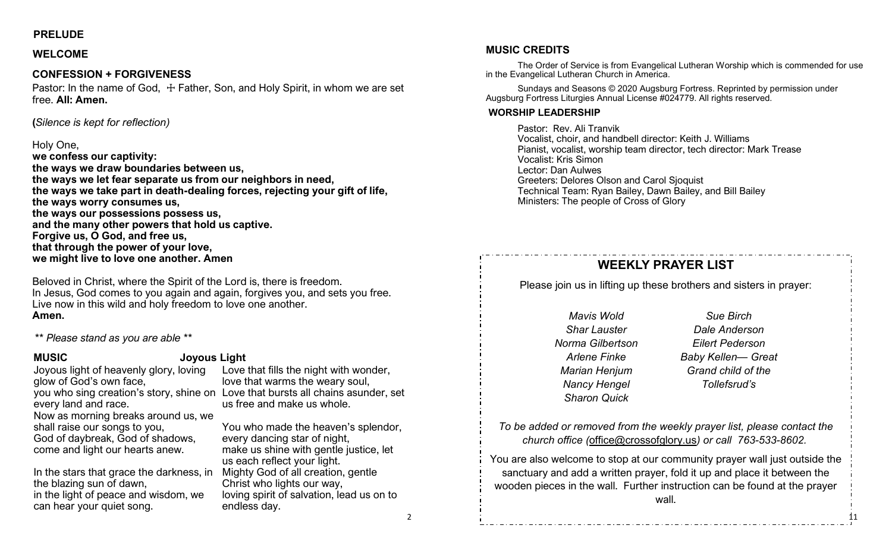**PRELUDE**

**WELCOME**

**CONFESSION + FORGIVENESS**

Pastor: In the name of God, ☩ Father, Son, and Holy Spirit, in whom we are set free. **All: Amen.**

*(Silence is kept for reflection)*

Holy One,
**we confess our captivity:**
**the ways we draw boundaries between us,**
**the ways we let fear separate us from our neighbors in need,**
**the ways we take part in death-dealing forces, rejecting your gift of life,**
**the ways worry consumes us,**
**the ways our possessions possess us,**
**and the many other powers that hold us captive.**
**Forgive us, O God, and free us,**
**that through the power of your love,**
**we might live to love one another. Amen**

Beloved in Christ, where the Spirit of the Lord is, there is freedom.
In Jesus, God comes to you again and again, forgives you, and sets you free.
Live now in this wild and holy freedom to love one another.
**Amen.**

*\*\* Please stand as you are able \*\**

**MUSIC** **Joyous Light**

Joyous light of heavenly glory, loving glow of God's own face,
you who sing creation's story, shine on every land and race.
Now as morning breaks around us, we shall raise our songs to you,
God of daybreak, God of shadows, come and light our hearts anew.

In the stars that grace the darkness, in the blazing sun of dawn,
in the light of peace and wisdom, we can hear your quiet song.

Love that fills the night with wonder, love that warms the weary soul,
Love that bursts all chains asunder, set us free and make us whole.

You who made the heaven's splendor, every dancing star of night,
make us shine with gentle justice, let us each reflect your light.
Mighty God of all creation, gentle Christ who lights our way,
loving spirit of salvation, lead us on to endless day.

**MUSIC CREDITS**

The Order of Service is from Evangelical Lutheran Worship which is commended for use in the Evangelical Lutheran Church in America.

Sundays and Seasons © 2020 Augsburg Fortress. Reprinted by permission under Augsburg Fortress Liturgies Annual License #024779. All rights reserved.

**WORSHIP LEADERSHIP**

Pastor: Rev. Ali Tranvik
Vocalist, choir, and handbell director: Keith J. Williams
Pianist, vocalist, worship team director, tech director: Mark Trease
Vocalist: Kris Simon
Lector: Dan Aulwes
Greeters: Delores Olson and Carol Sjoquist
Technical Team: Ryan Bailey, Dawn Bailey, and Bill Bailey
Ministers: The people of Cross of Glory

## WEEKLY PRAYER LIST

Please join us in lifting up these brothers and sisters in prayer:

*Mavis Wold*
*Shar Lauster*
*Norma Gilbertson*
*Arlene Finke*
*Marian Henjum*
*Nancy Hengel*
*Sharon Quick*
*Sue Birch*
*Dale Anderson*
*Eilert Pederson*
*Baby Kellen— Great Grand child of the Tollefsrud's*

*To be added or removed from the weekly prayer list, please contact the church office (office@crossofglory.us) or call 763-533-8602.*

You are also welcome to stop at our community prayer wall just outside the sanctuary and add a written prayer, fold it up and place it between the wooden pieces in the wall. Further instruction can be found at the prayer wall.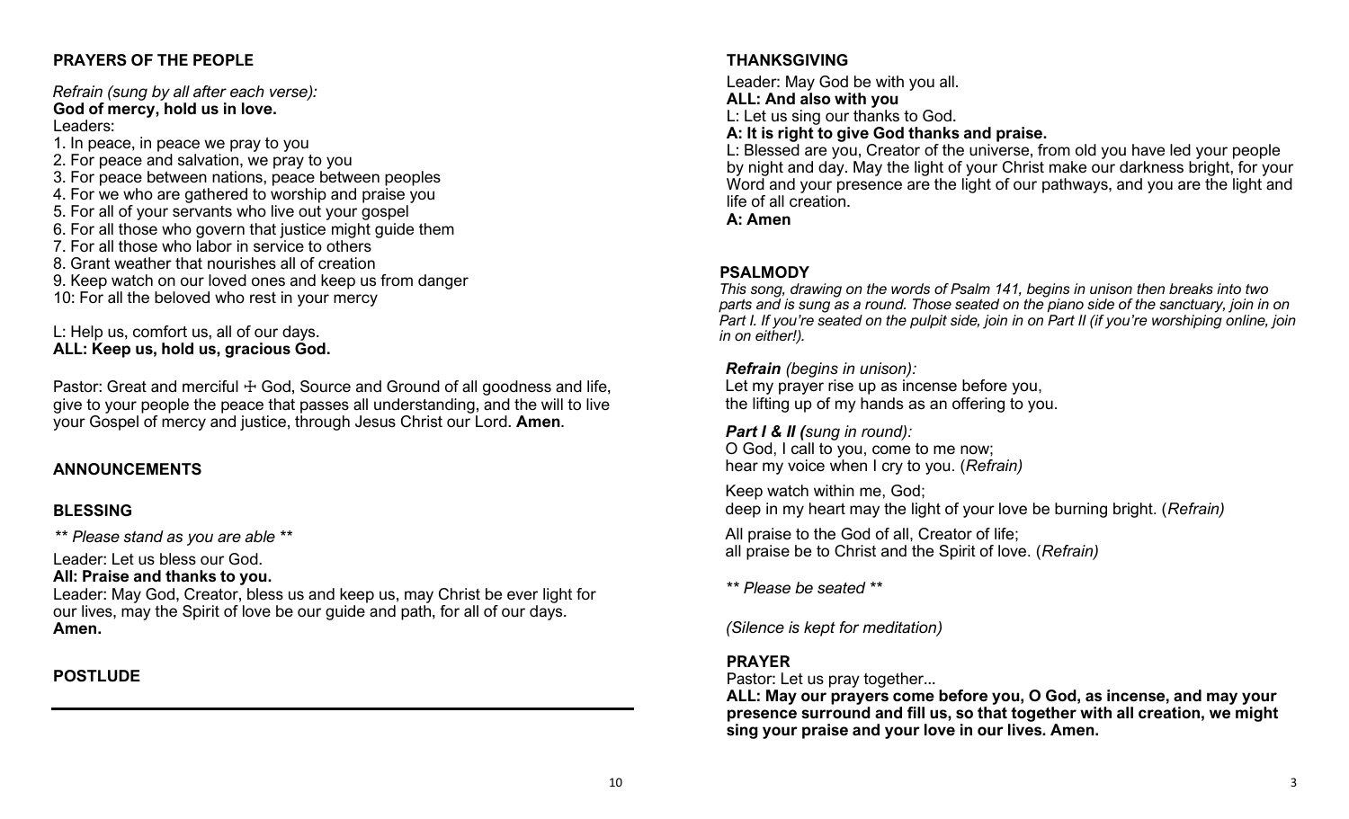## PRAYERS OF THE PEOPLE

*Refrain (sung by all after each verse):*
**God of mercy, hold us in love.**
Leaders:

1. In peace, in peace we pray to you
2. For peace and salvation, we pray to you
3. For peace between nations, peace between peoples
4. For we who are gathered to worship and praise you
5. For all of your servants who live out your gospel
6. For all those who govern that justice might guide them
7. For all those who labor in service to others
8. Grant weather that nourishes all of creation
9. Keep watch on our loved ones and keep us from danger
10: For all the beloved who rest in your mercy

L: Help us, comfort us, all of our days.
**ALL: Keep us, hold us, gracious God.**

Pastor: Great and merciful ☩ God, Source and Ground of all goodness and life, give to your people the peace that passes all understanding, and the will to live your Gospel of mercy and justice, through Jesus Christ our Lord. **Amen**.

## ANNOUNCEMENTS

## BLESSING

*** Please stand as you are able ***

Leader: Let us bless our God.
**All: Praise and thanks to you.**
Leader: May God, Creator, bless us and keep us, may Christ be ever light for our lives, may the Spirit of love be our guide and path, for all of our days.
**Amen.**

## POSTLUDE

---

## THANKSGIVING

Leader: May God be with you all.
**ALL: And also with you**
L: Let us sing our thanks to God.
**A: It is right to give God thanks and praise.**
L: Blessed are you, Creator of the universe, from old you have led your people by night and day. May the light of your Christ make our darkness bright, for your Word and your presence are the light of our pathways, and you are the light and life of all creation.
**A: Amen**

## PSALMODY

*This song, drawing on the words of Psalm 141, begins in unison then breaks into two parts and is sung as a round. Those seated on the piano side of the sanctuary, join in on Part I. If you're seated on the pulpit side, join in on Part II (if you're worshiping online, join in on either!).*

***Refrain*** *(begins in unison):*
Let my prayer rise up as incense before you,
the lifting up of my hands as an offering to you.

***Part I & II (****sung in round):*
O God, I call to you, come to me now;
hear my voice when I cry to you. (*Refrain)*

Keep watch within me, God;
deep in my heart may the light of your love be burning bright. (*Refrain)*

All praise to the God of all, Creator of life;
all praise be to Christ and the Spirit of love. (*Refrain)*

*** Please be seated ***

*(Silence is kept for meditation)*

## PRAYER

Pastor: Let us pray together...
**ALL: May our prayers come before you, O God, as incense, and may your presence surround and fill us, so that together with all creation, we might sing your praise and your love in our lives. Amen.**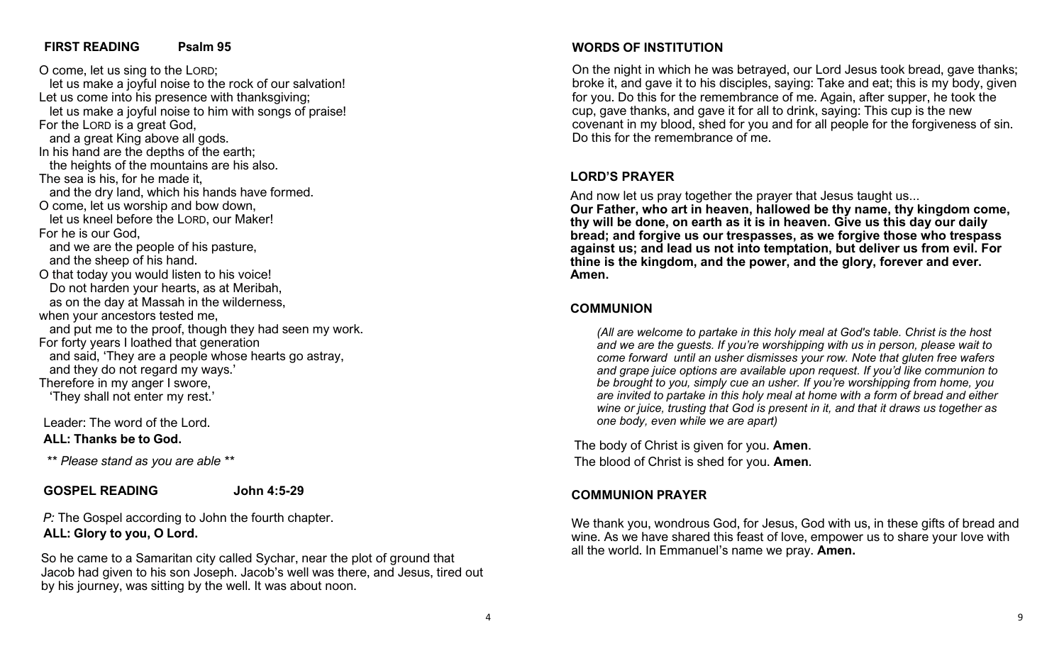**FIRST READING Psalm 95**

O come, let us sing to the LORD;
  let us make a joyful noise to the rock of our salvation!
Let us come into his presence with thanksgiving;
  let us make a joyful noise to him with songs of praise!
For the LORD is a great God,
  and a great King above all gods.
In his hand are the depths of the earth;
  the heights of the mountains are his also.
The sea is his, for he made it,
  and the dry land, which his hands have formed.
O come, let us worship and bow down,
  let us kneel before the LORD, our Maker!
For he is our God,
  and we are the people of his pasture,
  and the sheep of his hand.
O that today you would listen to his voice!
  Do not harden your hearts, as at Meribah,
  as on the day at Massah in the wilderness,
when your ancestors tested me,
  and put me to the proof, though they had seen my work.
For forty years I loathed that generation
  and said, 'They are a people whose hearts go astray,
  and they do not regard my ways.'
Therefore in my anger I swore,
  'They shall not enter my rest.'

Leader: The word of the Lord.
**ALL: Thanks be to God.**

*\*\* Please stand as you are able \*\**

**GOSPEL READING John 4:5-29**

*P:* The Gospel according to John the fourth chapter.
**ALL: Glory to you, O Lord.**

So he came to a Samaritan city called Sychar, near the plot of ground that Jacob had given to his son Joseph. Jacob's well was there, and Jesus, tired out by his journey, was sitting by the well. It was about noon.

**WORDS OF INSTITUTION**

On the night in which he was betrayed, our Lord Jesus took bread, gave thanks; broke it, and gave it to his disciples, saying: Take and eat; this is my body, given for you. Do this for the remembrance of me. Again, after supper, he took the cup, gave thanks, and gave it for all to drink, saying: This cup is the new covenant in my blood, shed for you and for all people for the forgiveness of sin. Do this for the remembrance of me.

**LORD'S PRAYER**

And now let us pray together the prayer that Jesus taught us...
**Our Father, who art in heaven, hallowed be thy name, thy kingdom come, thy will be done, on earth as it is in heaven. Give us this day our daily bread; and forgive us our trespasses, as we forgive those who trespass against us; and lead us not into temptation, but deliver us from evil. For thine is the kingdom, and the power, and the glory, forever and ever. Amen.**

**COMMUNION**

*(All are welcome to partake in this holy meal at God's table. Christ is the host and we are the guests. If you're worshipping with us in person, please wait to come forward until an usher dismisses your row. Note that gluten free wafers and grape juice options are available upon request. If you'd like communion to be brought to you, simply cue an usher. If you're worshipping from home, you are invited to partake in this holy meal at home with a form of bread and either wine or juice, trusting that God is present in it, and that it draws us together as one body, even while we are apart)*

The body of Christ is given for you. **Amen**.
The blood of Christ is shed for you. **Amen**.

**COMMUNION PRAYER**

We thank you, wondrous God, for Jesus, God with us, in these gifts of bread and wine. As we have shared this feast of love, empower us to share your love with all the world. In Emmanuel's name we pray. **Amen.**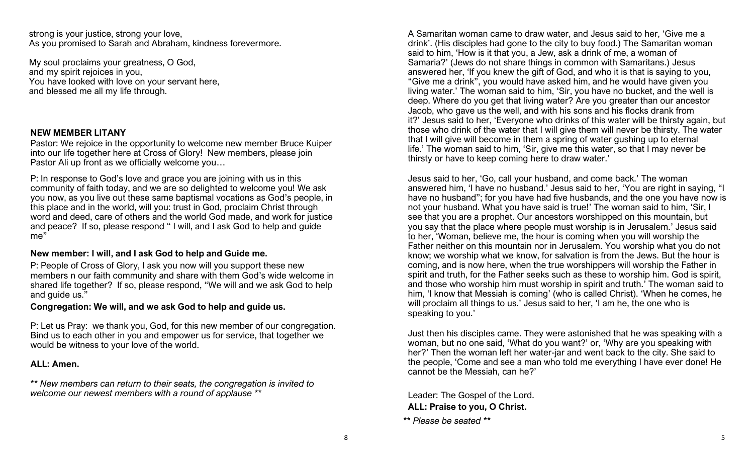strong is your justice, strong your love,
As you promised to Sarah and Abraham, kindness forevermore.

My soul proclaims your greatness, O God,
and my spirit rejoices in you,
You have looked with love on your servant here,
and blessed me all my life through.

**NEW MEMBER LITANY**

Pastor: We rejoice in the opportunity to welcome new member Bruce Kuiper into our life together here at Cross of Glory! New members, please join Pastor Ali up front as we officially welcome you…

P: In response to God's love and grace you are joining with us in this community of faith today, and we are so delighted to welcome you! We ask you now, as you live out these same baptismal vocations as God's people, in this place and in the world, will you: trust in God, proclaim Christ through word and deed, care of others and the world God made, and work for justice and peace? If so, please respond " I will, and I ask God to help and guide me"

**New member: I will, and I ask God to help and Guide me.**

P: People of Cross of Glory, I ask you now will you support these new members n our faith community and share with them God's wide welcome in shared life together? If so, please respond, "We will and we ask God to help and guide us."

**Congregation: We will, and we ask God to help and guide us.**

P: Let us Pray: we thank you, God, for this new member of our congregation. Bind us to each other in you and empower us for service, that together we would be witness to your love of the world.

**ALL: Amen.**

*\*\* New members can return to their seats, the congregation is invited to welcome our newest members with a round of applause \*\**

A Samaritan woman came to draw water, and Jesus said to her, 'Give me a drink'. (His disciples had gone to the city to buy food.) The Samaritan woman said to him, 'How is it that you, a Jew, ask a drink of me, a woman of Samaria?' (Jews do not share things in common with Samaritans.) Jesus answered her, 'If you knew the gift of God, and who it is that is saying to you, "Give me a drink", you would have asked him, and he would have given you living water.' The woman said to him, 'Sir, you have no bucket, and the well is deep. Where do you get that living water? Are you greater than our ancestor Jacob, who gave us the well, and with his sons and his flocks drank from it?' Jesus said to her, 'Everyone who drinks of this water will be thirsty again, but those who drink of the water that I will give them will never be thirsty. The water that I will give will become in them a spring of water gushing up to eternal life.' The woman said to him, 'Sir, give me this water, so that I may never be thirsty or have to keep coming here to draw water.'

Jesus said to her, 'Go, call your husband, and come back.' The woman answered him, 'I have no husband.' Jesus said to her, 'You are right in saying, "I have no husband"; for you have had five husbands, and the one you have now is not your husband. What you have said is true!' The woman said to him, 'Sir, I see that you are a prophet. Our ancestors worshipped on this mountain, but you say that the place where people must worship is in Jerusalem.' Jesus said to her, 'Woman, believe me, the hour is coming when you will worship the Father neither on this mountain nor in Jerusalem. You worship what you do not know; we worship what we know, for salvation is from the Jews. But the hour is coming, and is now here, when the true worshippers will worship the Father in spirit and truth, for the Father seeks such as these to worship him. God is spirit, and those who worship him must worship in spirit and truth.' The woman said to him, 'I know that Messiah is coming' (who is called Christ). 'When he comes, he will proclaim all things to us.' Jesus said to her, 'I am he, the one who is speaking to you.'

Just then his disciples came. They were astonished that he was speaking with a woman, but no one said, 'What do you want?' or, 'Why are you speaking with her?' Then the woman left her water-jar and went back to the city. She said to the people, 'Come and see a man who told me everything I have ever done! He cannot be the Messiah, can he?'

Leader: The Gospel of the Lord.
**ALL: Praise to you, O Christ.**

*\*\* Please be seated \*\**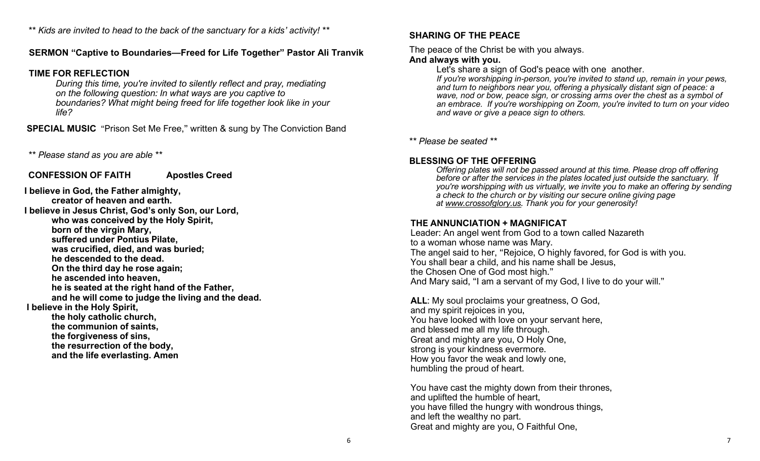*\*\* Kids are invited to head to the back of the sanctuary for a kids' activity! \*\**

**SERMON "Captive to Boundaries—Freed for Life Together" Pastor Ali Tranvik**

**TIME FOR REFLECTION**

*During this time, you're invited to silently reflect and pray, mediating on the following question: In what ways are you captive to boundaries? What might being freed for life together look like in your life?*

**SPECIAL MUSIC** "Prison Set Me Free," written & sung by The Conviction Band

*\*\* Please stand as you are able \*\**

**CONFESSION OF FAITH Apostles Creed**

**I believe in God, the Father almighty,**
**creator of heaven and earth.**
**I believe in Jesus Christ, God's only Son, our Lord,**
**who was conceived by the Holy Spirit,**
**born of the virgin Mary,**
**suffered under Pontius Pilate,**
**was crucified, died, and was buried;**
**he descended to the dead.**
**On the third day he rose again;**
**he ascended into heaven,**
**he is seated at the right hand of the Father,**
**and he will come to judge the living and the dead.**
**I believe in the Holy Spirit,**
**the holy catholic church,**
**the communion of saints,**
**the forgiveness of sins,**
**the resurrection of the body,**
**and the life everlasting. Amen**

**SHARING OF THE PEACE**

The peace of the Christ be with you always.
**And always with you.**

Let's share a sign of God's peace with one another.
*If you're worshipping in-person, you're invited to stand up, remain in your pews, and turn to neighbors near you, offering a physically distant sign of peace: a wave, nod or bow, peace sign, or crossing arms over the chest as a symbol of an embrace. If you're worshipping on Zoom, you're invited to turn on your video and wave or give a peace sign to others.*

*\*\* Please be seated \*\**

**BLESSING OF THE OFFERING**

*Offering plates will not be passed around at this time. Please drop off offering before or after the services in the plates located just outside the sanctuary. If you're worshipping with us virtually, we invite you to make an offering by sending a check to the church or by visiting our secure online giving page at www.crossofglory.us. Thank you for your generosity!*

**THE ANNUNCIATION + MAGNIFICAT**

Leader: An angel went from God to a town called Nazareth
to a woman whose name was Mary.
The angel said to her, "Rejoice, O highly favored, for God is with you.
You shall bear a child, and his name shall be Jesus,
the Chosen One of God most high."
And Mary said, "I am a servant of my God, I live to do your will."

**ALL**: My soul proclaims your greatness, O God,
and my spirit rejoices in you,
You have looked with love on your servant here,
and blessed me all my life through.
Great and mighty are you, O Holy One,
strong is your kindness evermore.
How you favor the weak and lowly one,
humbling the proud of heart.

You have cast the mighty down from their thrones,
and uplifted the humble of heart,
you have filled the hungry with wondrous things,
and left the wealthy no part.
Great and mighty are you, O Faithful One,